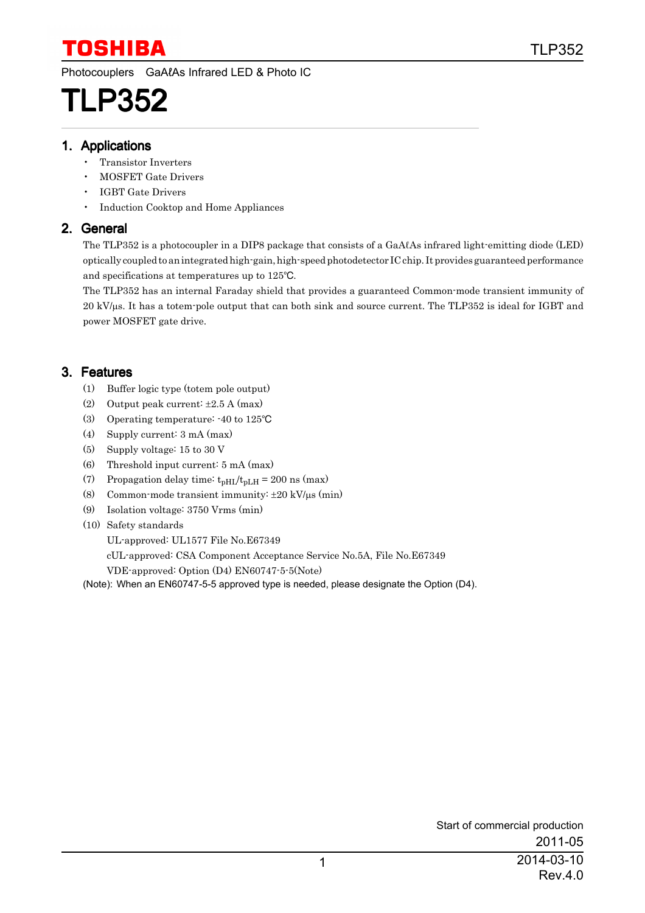TOSHIBA

Photocouplers GaAℓAs Infrared LED & Photo IC

# TLP352

## 1. Applications

- Transistor Inverters
- MOSFET Gate Drivers
- IGBT Gate Drivers
- Induction Cooktop and Home Appliances

## 2. General

The TLP352 is a photocoupler in a DIP8 package that consists of a GaAℓAs infrared light-emitting diode (LED) optically coupled to an integrated high-gain, high-speed photodetector IC chip. It provides guaranteed performance and specifications at temperatures up to 125℃.

The TLP352 has an internal Faraday shield that provides a guaranteed Common-mode transient immunity of 20 kV/μs. It has a totem-pole output that can both sink and source current. The TLP352 is ideal for IGBT and power MOSFET gate drive.

## 3. Features

(1) Buffer logic type (totem pole output)

(2) Output peak current: ±2.5 A (max)

(3) Operating temperature: -40 to 125℃

(4) Supply current: 3 mA (max)

(5) Supply voltage: 15 to 30 V

(6) Threshold input current: 5 mA (max)

(7) Propagation delay time: $t_{pHL}/t_{pLH}$ = 200 ns (max)

(8) Common-mode transient immunity: ±20 kV/μs (min)

(9) Isolation voltage: 3750 Vrms (min)

(10) Safety standards

UL-approved: UL1577 File No.E67349

cUL-approved: CSA Component Acceptance Service No.5A, File No.E67349

VDE-approved: Option (D4) EN60747-5-5(Note)

(Note): When an EN60747-5-5 approved type is needed, please designate the Option (D4).

Start of commercial production

2011-05

2014-03-10

Rev.4.0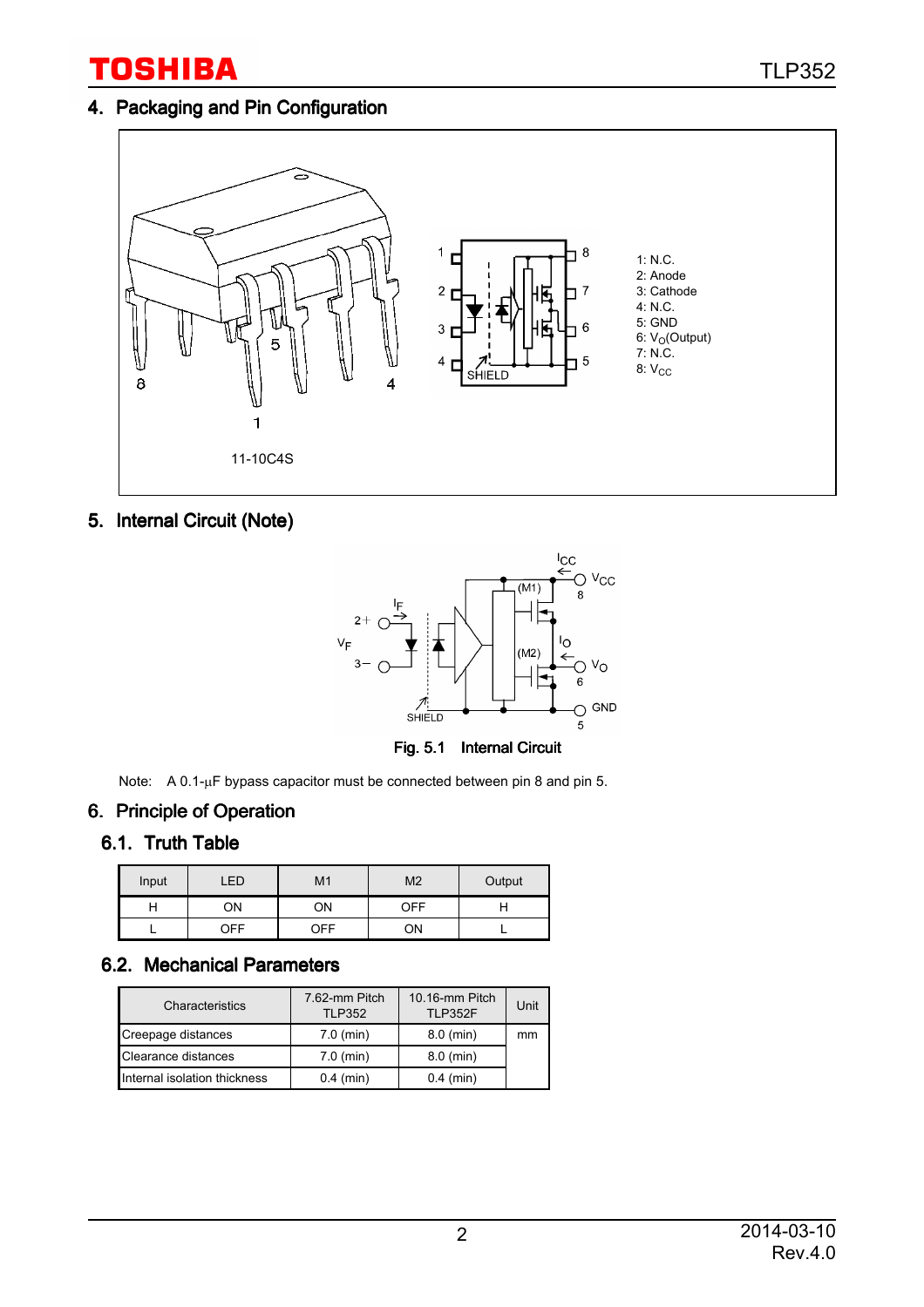## 4. Packaging and Pin Configuration

11-10C4S

1: N.C.
2: Anode
3: Cathode
4: N.C.
5: GND
6: $V_O$(Output)
7: N.C.
8: $V_{CC}$

## 5. Internal Circuit (Note)

Fig. 5.1 Internal Circuit

Note: A 0.1-μF bypass capacitor must be connected between pin 8 and pin 5.

## 6. Principle of Operation

### 6.1. Truth Table

| Input | LED | M1 | M2 | Output |
|---|---|---|---|---|
| H | ON | ON | OFF | H |
| L | OFF | OFF | ON | L |

### 6.2. Mechanical Parameters

| Characteristics | 7.62-mm Pitch TLP352 | 10.16-mm Pitch TLP352F | Unit |
|---|---|---|---|
| Creepage distances | 7.0 (min) | 8.0 (min) | mm |
| Clearance distances | 7.0 (min) | 8.0 (min) | |
| Internal isolation thickness | 0.4 (min) | 0.4 (min) | |

2014-03-10
Rev.4.0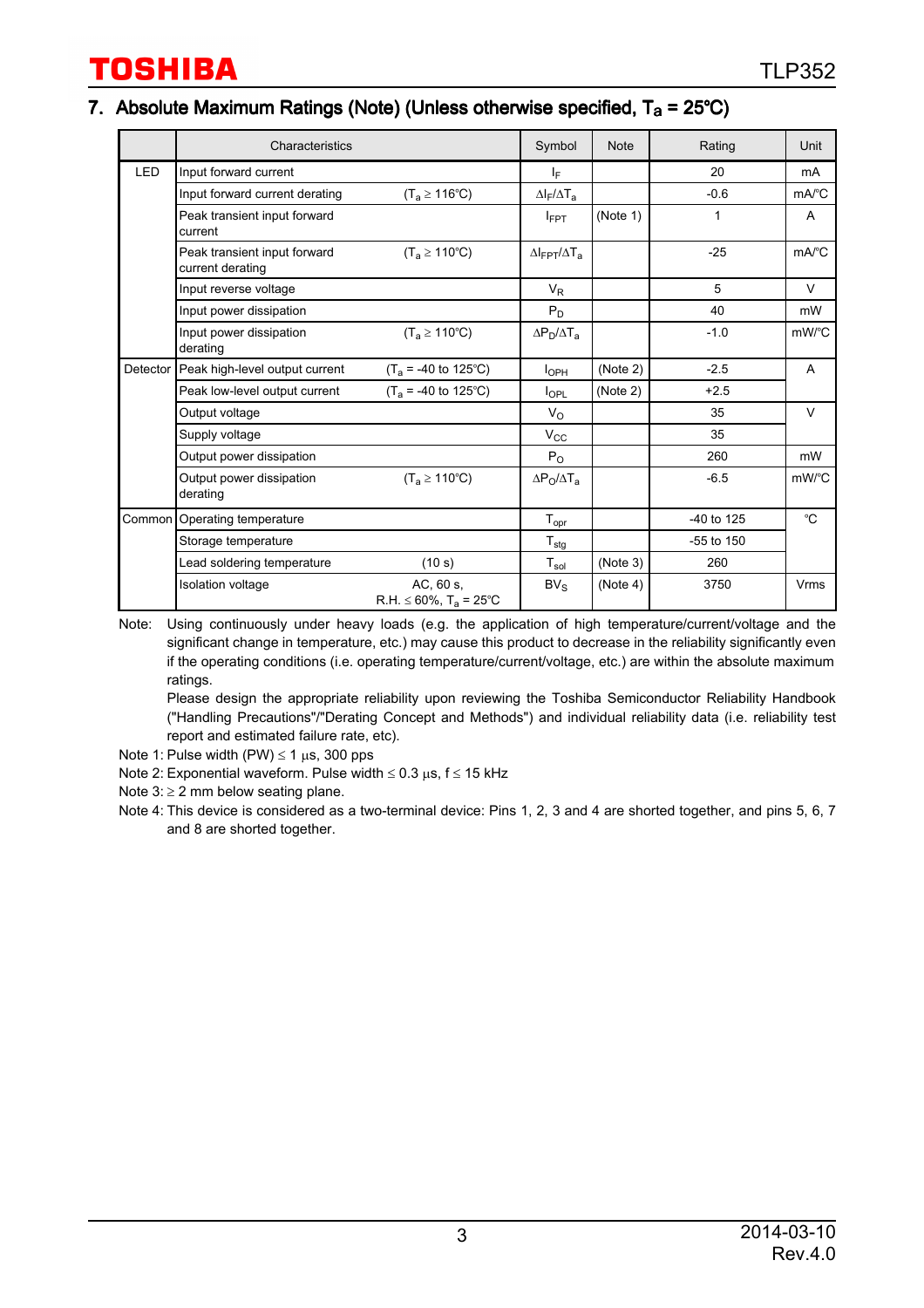## 7. Absolute Maximum Ratings (Note) (Unless otherwise specified, $T_a$ = 25°C)

| | Characteristics | | Symbol | Note | Rating | Unit |
|---|---|---|---|---|---|---|
| LED | Input forward current | | $I_F$ | | 20 | mA |
| | Input forward current derating | ($T_a \geq 116$°C) | $\Delta I_F/\Delta T_a$ | | -0.6 | mA/°C |
| | Peak transient input forward current | | $I_{FPT}$ | (Note 1) | 1 | A |
| | Peak transient input forward current derating | ($T_a \geq 110$°C) | $\Delta I_{FPT}/\Delta T_a$ | | -25 | mA/°C |
| | Input reverse voltage | | $V_R$ | | 5 | V |
| | Input power dissipation | | $P_D$ | | 40 | mW |
| | Input power dissipation derating | ($T_a \geq 110$°C) | $\Delta P_D/\Delta T_a$ | | -1.0 | mW/°C |
| Detector | Peak high-level output current | ($T_a$ = -40 to 125°C) | $I_{OPH}$ | (Note 2) | -2.5 | A |
| | Peak low-level output current | ($T_a$ = -40 to 125°C) | $I_{OPL}$ | (Note 2) | +2.5 | |
| | Output voltage | | $V_O$ | | 35 | V |
| | Supply voltage | | $V_{CC}$ | | 35 | |
| | Output power dissipation | | $P_O$ | | 260 | mW |
| | Output power dissipation derating | ($T_a \geq 110$°C) | $\Delta P_O/\Delta T_a$ | | -6.5 | mW/°C |
| Common | Operating temperature | | $T_{opr}$ | | -40 to 125 | °C |
| | Storage temperature | | $T_{stg}$ | | -55 to 150 | |
| | Lead soldering temperature | (10 s) | $T_{sol}$ | (Note 3) | 260 | |
| | Isolation voltage | AC, 60 s, R.H. ≤ 60%, $T_a$ = 25°C | $BV_S$ | (Note 4) | 3750 | Vrms |

Note: Using continuously under heavy loads (e.g. the application of high temperature/current/voltage and the significant change in temperature, etc.) may cause this product to decrease in the reliability significantly even if the operating conditions (i.e. operating temperature/current/voltage, etc.) are within the absolute maximum ratings.
Please design the appropriate reliability upon reviewing the Toshiba Semiconductor Reliability Handbook ("Handling Precautions"/"Derating Concept and Methods") and individual reliability data (i.e. reliability test report and estimated failure rate, etc).

Note 1: Pulse width (PW) ≤ 1 μs, 300 pps

Note 2: Exponential waveform. Pulse width ≤ 0.3 μs, f ≤ 15 kHz

Note 3: ≥ 2 mm below seating plane.

Note 4: This device is considered as a two-terminal device: Pins 1, 2, 3 and 4 are shorted together, and pins 5, 6, 7 and 8 are shorted together.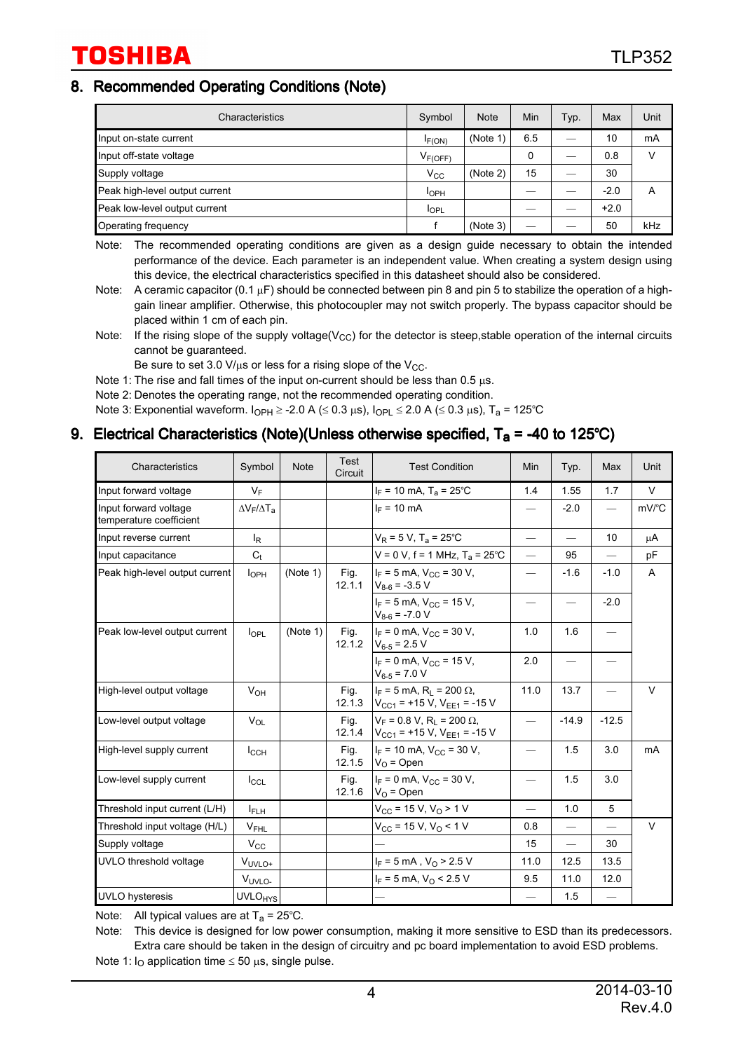## 8. Recommended Operating Conditions (Note)

| Characteristics | Symbol | Note | Min | Typ. | Max | Unit |
|---|---|---|---|---|---|---|
| Input on-state current | $I_{F(ON)}$ | (Note 1) | 6.5 | — | 10 | mA |
| Input off-state voltage | $V_{F(OFF)}$ | | 0 | — | 0.8 | V |
| Supply voltage | $V_{CC}$ | (Note 2) | 15 | — | 30 | |
| Peak high-level output current | $I_{OPH}$ | | — | — | -2.0 | A |
| Peak low-level output current | $I_{OPL}$ | | — | — | +2.0 | |
| Operating frequency | f | (Note 3) | — | — | 50 | kHz |

Note: The recommended operating conditions are given as a design guide necessary to obtain the intended performance of the device. Each parameter is an independent value. When creating a system design using this device, the electrical characteristics specified in this datasheet should also be considered.

Note: A ceramic capacitor (0.1 μF) should be connected between pin 8 and pin 5 to stabilize the operation of a high-gain linear amplifier. Otherwise, this photocoupler may not switch properly. The bypass capacitor should be placed within 1 cm of each pin.

Note: If the rising slope of the supply voltage($V_{CC}$) for the detector is steep,stable operation of the internal circuits cannot be guaranteed.
Be sure to set 3.0 V/μs or less for a rising slope of the $V_{CC}$.

Note 1: The rise and fall times of the input on-current should be less than 0.5 μs.

Note 2: Denotes the operating range, not the recommended operating condition.

Note 3: Exponential waveform. $I_{OPH} \geq$ -2.0 A ($\leq$ 0.3 μs), $I_{OPL} \leq$ 2.0 A ($\leq$ 0.3 μs), $T_a$ = 125°C

## 9. Electrical Characteristics (Note)(Unless otherwise specified, $T_a$ = -40 to 125°C)

| Characteristics | Symbol | Note | Test Circuit | Test Condition | Min | Typ. | Max | Unit |
|---|---|---|---|---|---|---|---|---|
| Input forward voltage | $V_F$ | | | $I_F$ = 10 mA, $T_a$ = 25°C | 1.4 | 1.55 | 1.7 | V |
| Input forward voltage temperature coefficient | $\Delta V_F/\Delta T_a$ | | | $I_F$ = 10 mA | — | -2.0 | — | mV/°C |
| Input reverse current | $I_R$ | | | $V_R$ = 5 V, $T_a$ = 25°C | — | — | 10 | μA |
| Input capacitance | $C_t$ | | | V = 0 V, f = 1 MHz, $T_a$ = 25°C | — | 95 | — | pF |
| Peak high-level output current | $I_{OPH}$ | (Note 1) | Fig. 12.1.1 | $I_F$ = 5 mA, $V_{CC}$ = 30 V, $V_{8\text{-}6}$ = -3.5 V | — | -1.6 | -1.0 | A |
| | | | | $I_F$ = 5 mA, $V_{CC}$ = 15 V, $V_{8\text{-}6}$ = -7.0 V | — | — | -2.0 | |
| Peak low-level output current | $I_{OPL}$ | (Note 1) | Fig. 12.1.2 | $I_F$ = 0 mA, $V_{CC}$ = 30 V, $V_{6\text{-}5}$ = 2.5 V | 1.0 | 1.6 | — | |
| | | | | $I_F$ = 0 mA, $V_{CC}$ = 15 V, $V_{6\text{-}5}$ = 7.0 V | 2.0 | — | — | |
| High-level output voltage | $V_{OH}$ | | Fig. 12.1.3 | $I_F$ = 5 mA, $R_L$ = 200 Ω, $V_{CC1}$ = +15 V, $V_{EE1}$ = -15 V | 11.0 | 13.7 | — | V |
| Low-level output voltage | $V_{OL}$ | | Fig. 12.1.4 | $V_F$ = 0.8 V, $R_L$ = 200 Ω, $V_{CC1}$ = +15 V, $V_{EE1}$ = -15 V | — | -14.9 | -12.5 | |
| High-level supply current | $I_{CCH}$ | | Fig. 12.1.5 | $I_F$ = 10 mA, $V_{CC}$ = 30 V, $V_O$ = Open | — | 1.5 | 3.0 | mA |
| Low-level supply current | $I_{CCL}$ | | Fig. 12.1.6 | $I_F$ = 0 mA, $V_{CC}$ = 30 V, $V_O$ = Open | — | 1.5 | 3.0 | |
| Threshold input current (L/H) | $I_{FLH}$ | | | $V_{CC}$ = 15 V, $V_O$ > 1 V | — | 1.0 | 5 | |
| Threshold input voltage (H/L) | $V_{FHL}$ | | | $V_{CC}$ = 15 V, $V_O$ < 1 V | 0.8 | — | — | V |
| Supply voltage | $V_{CC}$ | | | — | 15 | — | 30 | |
| UVLO threshold voltage | $V_{UVLO+}$ | | | $I_F$ = 5 mA , $V_O$ > 2.5 V | 11.0 | 12.5 | 13.5 | |
| | $V_{UVLO-}$ | | | $I_F$ = 5 mA, $V_O$ < 2.5 V | 9.5 | 11.0 | 12.0 | |
| UVLO hysteresis | $UVLO_{HYS}$ | | | — | — | 1.5 | — | |

Note: All typical values are at $T_a$ = 25°C.

Note: This device is designed for low power consumption, making it more sensitive to ESD than its predecessors. Extra care should be taken in the design of circuitry and pc board implementation to avoid ESD problems.

Note 1: $I_O$ application time $\leq$ 50 μs, single pulse.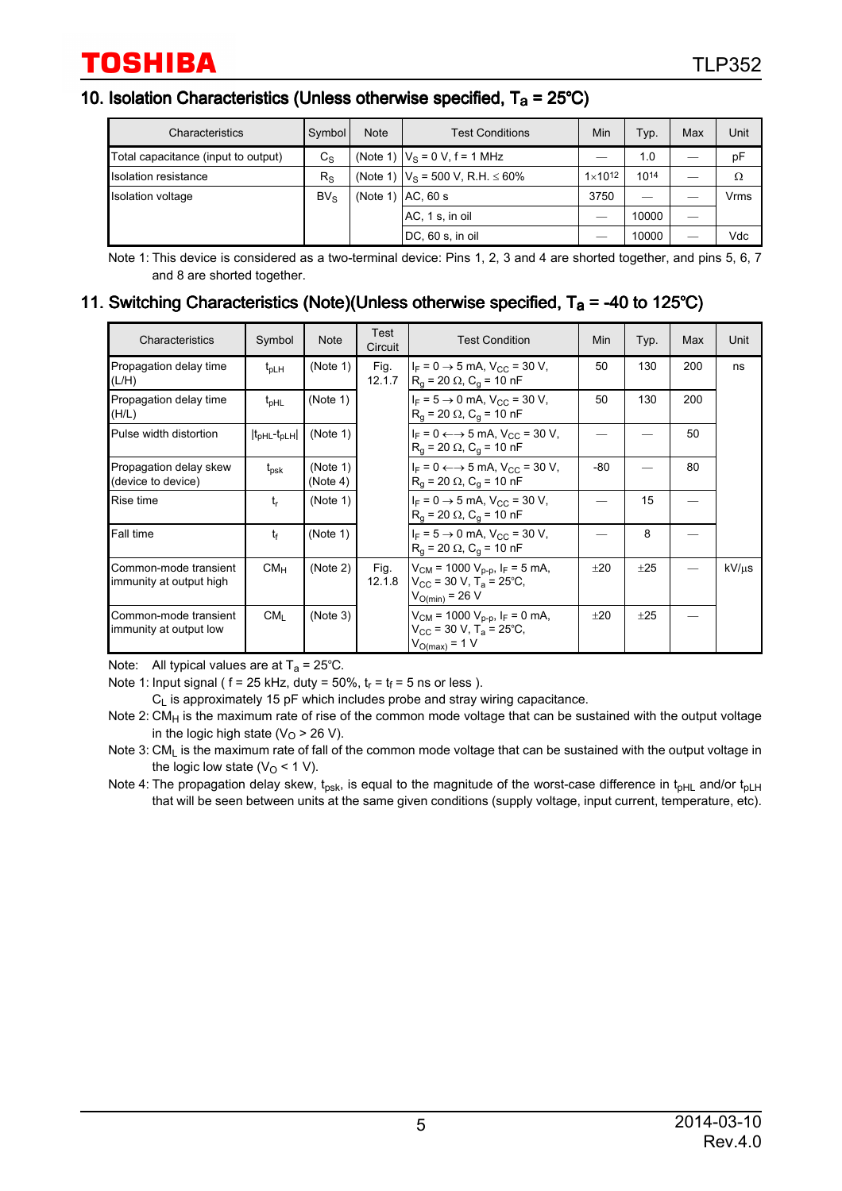## 10. Isolation Characteristics (Unless otherwise specified, $T_a$ = 25°C)

| Characteristics | Symbol | Note | Test Conditions | Min | Typ. | Max | Unit |
|---|---|---|---|---|---|---|---|
| Total capacitance (input to output) | $C_S$ | (Note 1) | $V_S$ = 0 V, f = 1 MHz | — | 1.0 | — | pF |
| Isolation resistance | $R_S$ | (Note 1) | $V_S$ = 500 V, R.H. ≤ 60% | $1\times10^{12}$ | $10^{14}$ | — | Ω |
| Isolation voltage | $BV_S$ | (Note 1) | AC, 60 s | 3750 | — | — | Vrms |
| | | | AC, 1 s, in oil | — | 10000 | — | |
| | | | DC, 60 s, in oil | — | 10000 | — | Vdc |

Note 1: This device is considered as a two-terminal device: Pins 1, 2, 3 and 4 are shorted together, and pins 5, 6, 7 and 8 are shorted together.

## 11. Switching Characteristics (Note)(Unless otherwise specified, $T_a$ = -40 to 125°C)

| Characteristics | Symbol | Note | Test Circuit | Test Condition | Min | Typ. | Max | Unit |
|---|---|---|---|---|---|---|---|---|
| Propagation delay time (L/H) | $t_{pLH}$ | (Note 1) | Fig. 12.1.7 | $I_F$ = 0 → 5 mA, $V_{CC}$ = 30 V, $R_g$ = 20 Ω, $C_g$ = 10 nF | 50 | 130 | 200 | ns |
| Propagation delay time (H/L) | $t_{pHL}$ | (Note 1) | | $I_F$ = 5 → 0 mA, $V_{CC}$ = 30 V, $R_g$ = 20 Ω, $C_g$ = 10 nF | 50 | 130 | 200 | |
| Pulse width distortion | $\lvert t_{pHL}-t_{pLH}\rvert$ | (Note 1) | | $I_F$ = 0 ←→ 5 mA, $V_{CC}$ = 30 V, $R_g$ = 20 Ω, $C_g$ = 10 nF | — | — | 50 | |
| Propagation delay skew (device to device) | $t_{psk}$ | (Note 1) (Note 4) | | $I_F$ = 0 ←→ 5 mA, $V_{CC}$ = 30 V, $R_g$ = 20 Ω, $C_g$ = 10 nF | -80 | — | 80 | |
| Rise time | $t_r$ | (Note 1) | | $I_F$ = 0 → 5 mA, $V_{CC}$ = 30 V, $R_g$ = 20 Ω, $C_g$ = 10 nF | — | 15 | — | |
| Fall time | $t_f$ | (Note 1) | | $I_F$ = 5 → 0 mA, $V_{CC}$ = 30 V, $R_g$ = 20 Ω, $C_g$ = 10 nF | — | 8 | — | |
| Common-mode transient immunity at output high | $CM_H$ | (Note 2) | Fig. 12.1.8 | $V_{CM}$ = 1000 $V_{p-p}$, $I_F$ = 5 mA, $V_{CC}$ = 30 V, $T_a$ = 25°C, $V_{O(min)}$ = 26 V | ±20 | ±25 | — | kV/μs |
| Common-mode transient immunity at output low | $CM_L$ | (Note 3) | | $V_{CM}$ = 1000 $V_{p-p}$, $I_F$ = 0 mA, $V_{CC}$ = 30 V, $T_a$ = 25°C, $V_{O(max)}$ = 1 V | ±20 | ±25 | — | |

Note: All typical values are at $T_a$ = 25°C.

Note 1: Input signal ( f = 25 kHz, duty = 50%, $t_r$ = $t_f$ = 5 ns or less ).
$C_L$ is approximately 15 pF which includes probe and stray wiring capacitance.

Note 2: $CM_H$ is the maximum rate of rise of the common mode voltage that can be sustained with the output voltage in the logic high state ($V_O$ > 26 V).

Note 3: $CM_L$ is the maximum rate of fall of the common mode voltage that can be sustained with the output voltage in the logic low state ($V_O$ < 1 V).

Note 4: The propagation delay skew, $t_{psk}$, is equal to the magnitude of the worst-case difference in $t_{pHL}$ and/or $t_{pLH}$ that will be seen between units at the same given conditions (supply voltage, input current, temperature, etc).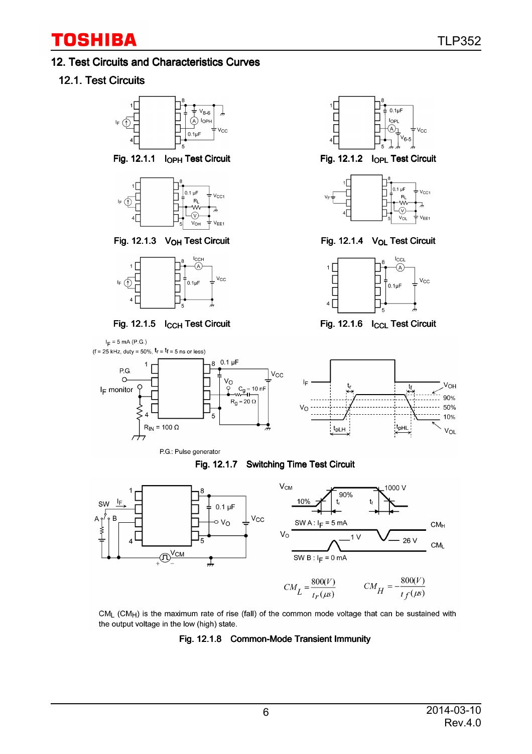## 12. Test Circuits and Characteristics Curves

### 12.1. Test Circuits

Fig. 12.1.1 $I_{OPH}$ Test Circuit

Fig. 12.1.2 $I_{OPL}$ Test Circuit

Fig. 12.1.3 $V_{OH}$ Test Circuit

Fig. 12.1.4 $V_{OL}$ Test Circuit

Fig. 12.1.5 $I_{CCH}$ Test Circuit

Fig. 12.1.6 $I_{CCL}$ Test Circuit

$I_F$ = 5 mA (P.G.)
(f = 25 kHz, duty = 50%, $t_r$ = $t_f$ = 5 ns or less)

P.G.: Pulse generator

Fig. 12.1.7 Switching Time Test Circuit

$$CM_L = \frac{800(V)}{t_r(\mu s)} \qquad CM_H = -\frac{800(V)}{t_f(\mu s)}$$

$CM_L$ ($CM_H$) is the maximum rate of rise (fall) of the common mode voltage that can be sustained with the output voltage in the low (high) state.

Fig. 12.1.8 Common-Mode Transient Immunity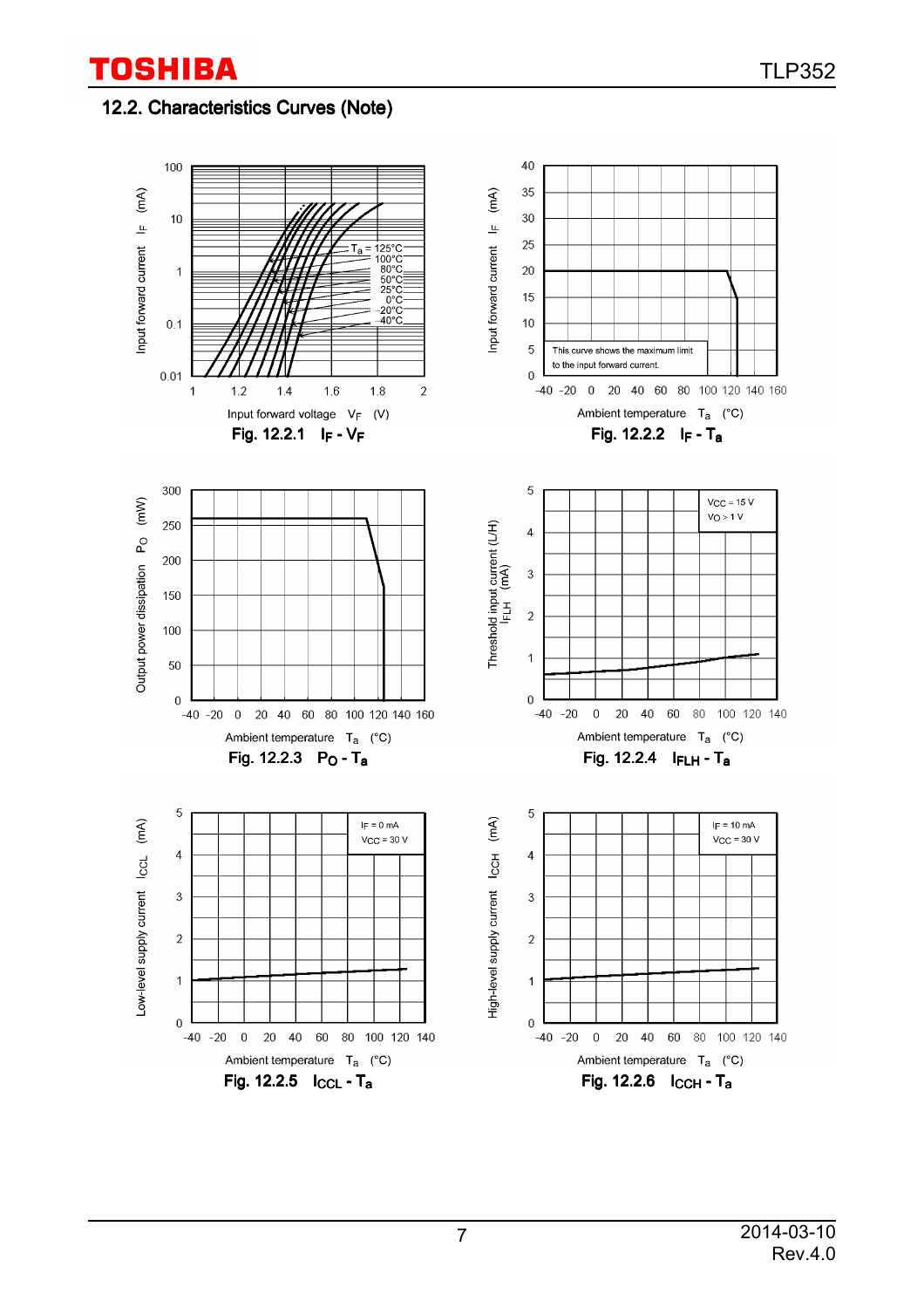## 12.2. Characteristics Curves (Note)

Fig. 12.2.1 $I_F$ - $V_F$

Fig. 12.2.2 $I_F$ - $T_a$

This curve shows the maximum limit to the input forward current.

Fig. 12.2.3 $P_O$ - $T_a$

Fig. 12.2.4 $I_{FLH}$ - $T_a$

Fig. 12.2.5 $I_{CCL}$ - $T_a$

Fig. 12.2.6 $I_{CCH}$ - $T_a$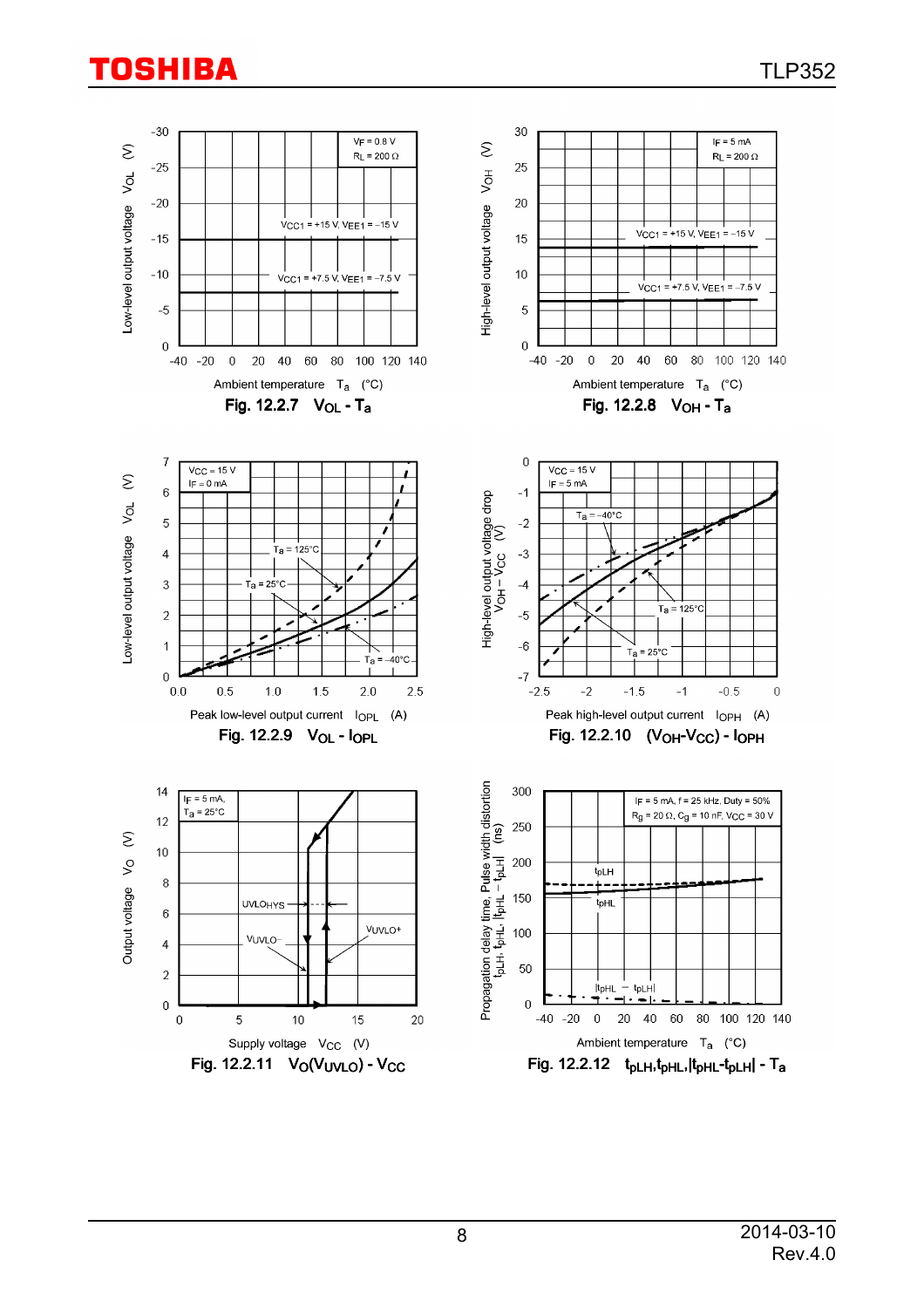Fig. 12.2.7 $V_{OL}$ - $T_a$

Fig. 12.2.8 $V_{OH}$ - $T_a$

Fig. 12.2.9 $V_{OL}$ - $I_{OPL}$

Fig. 12.2.10 $(V_{OH}\text{-}V_{CC})$ - $I_{OPH}$

Fig. 12.2.11 $V_O(V_{UVLO})$ - $V_{CC}$

Fig. 12.2.12 $t_{pLH}, t_{pHL}, |t_{pHL}\text{-}t_{pLH}|$ - $T_a$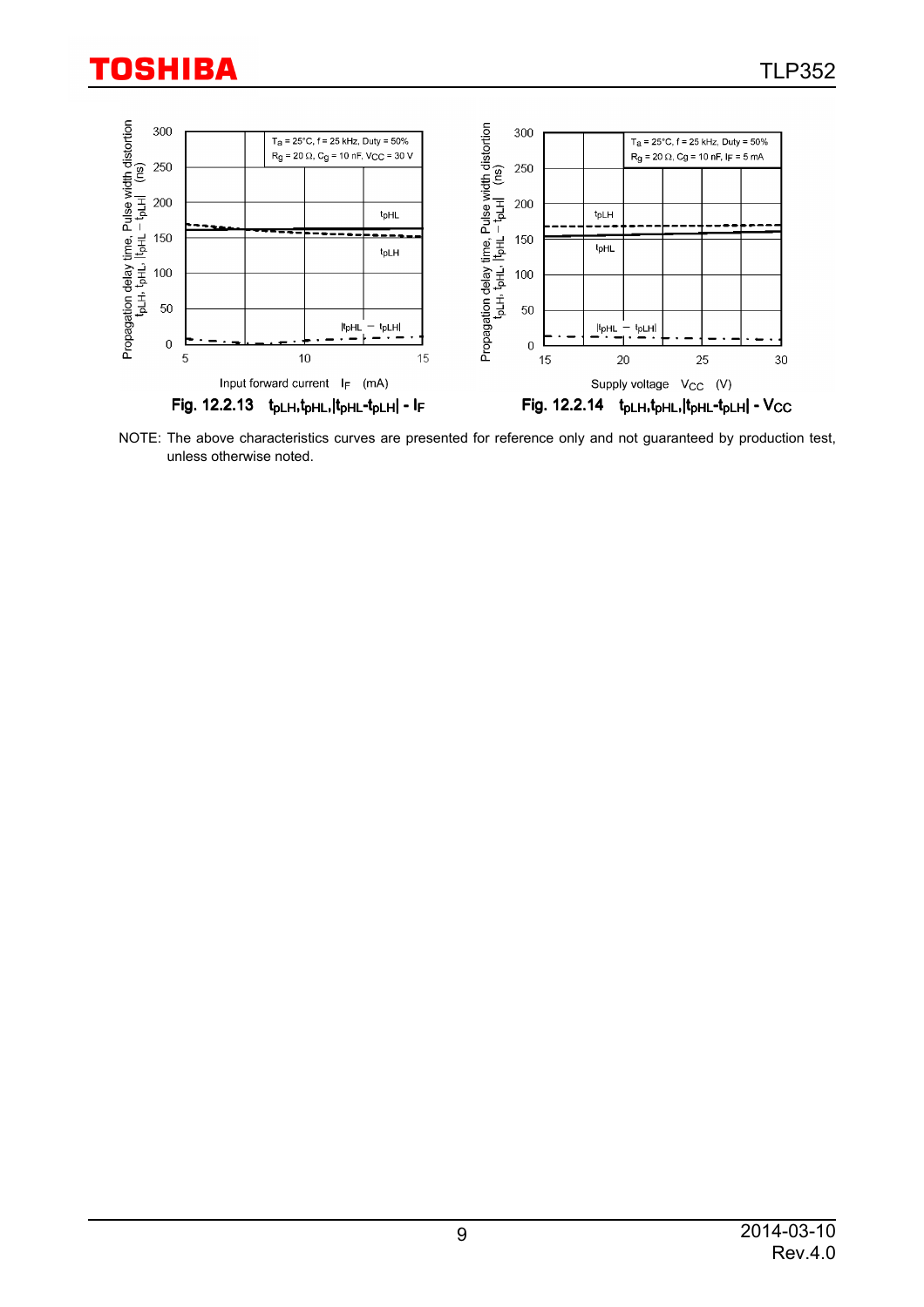Fig. 12.2.13 $t_{pLH}$, $t_{pHL}$, $|t_{pHL}-t_{pLH}|$ - $I_F$

Fig. 12.2.14 $t_{pLH}$, $t_{pHL}$, $|t_{pHL}-t_{pLH}|$ - $V_{CC}$

NOTE: The above characteristics curves are presented for reference only and not guaranteed by production test, unless otherwise noted.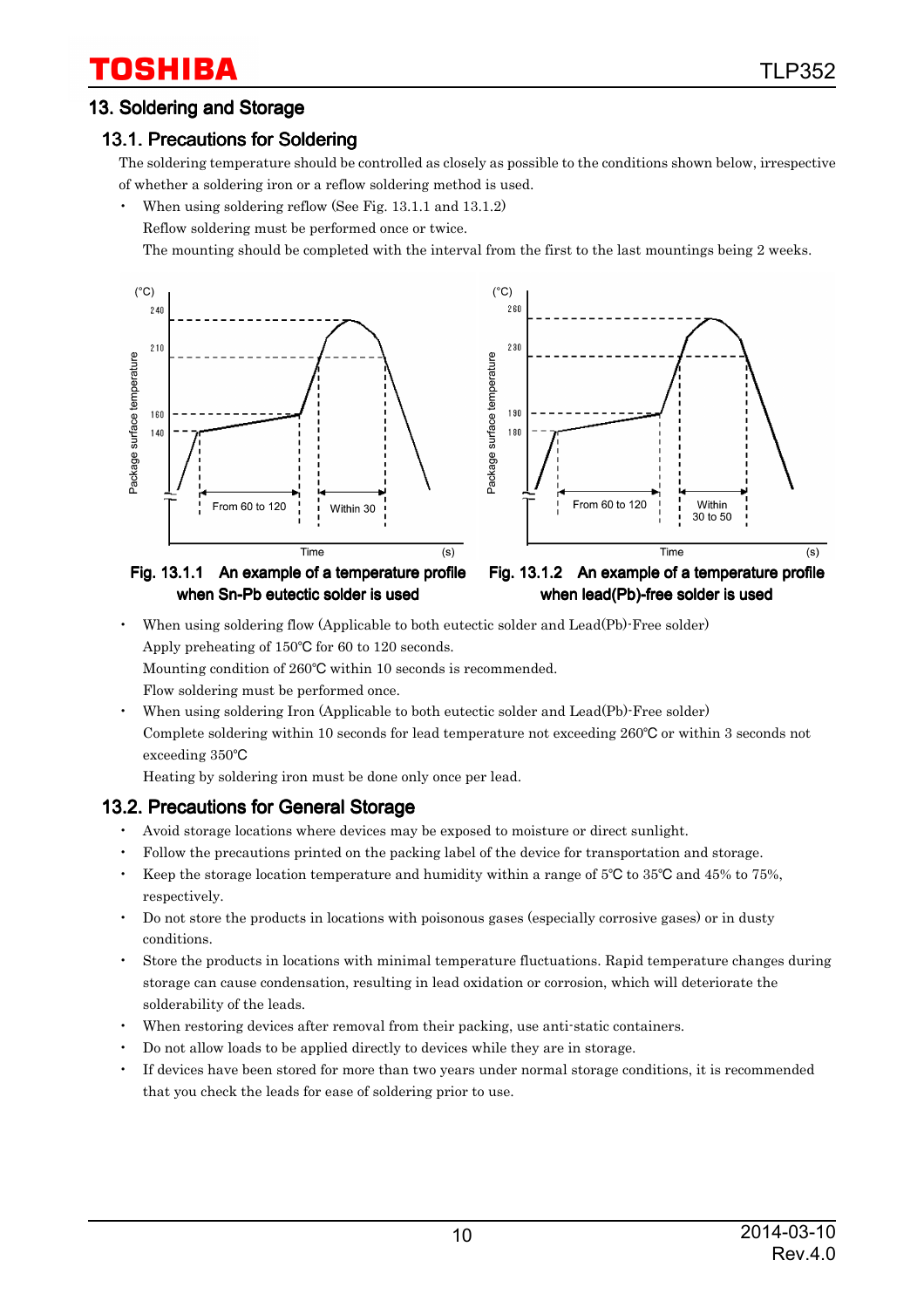## 13. Soldering and Storage

### 13.1. Precautions for Soldering

The soldering temperature should be controlled as closely as possible to the conditions shown below, irrespective of whether a soldering iron or a reflow soldering method is used.

- When using soldering reflow (See Fig. 13.1.1 and 13.1.2)
  Reflow soldering must be performed once or twice.
  The mounting should be completed with the interval from the first to the last mountings being 2 weeks.

Fig. 13.1.1 An example of a temperature profile when Sn-Pb eutectic solder is used

Fig. 13.1.2 An example of a temperature profile when lead(Pb)-free solder is used

- When using soldering flow (Applicable to both eutectic solder and Lead(Pb)-Free solder)
  Apply preheating of 150℃ for 60 to 120 seconds.
  Mounting condition of 260℃ within 10 seconds is recommended.
  Flow soldering must be performed once.
- When using soldering Iron (Applicable to both eutectic solder and Lead(Pb)-Free solder)
  Complete soldering within 10 seconds for lead temperature not exceeding 260℃ or within 3 seconds not exceeding 350℃
  Heating by soldering iron must be done only once per lead.

### 13.2. Precautions for General Storage

- Avoid storage locations where devices may be exposed to moisture or direct sunlight.
- Follow the precautions printed on the packing label of the device for transportation and storage.
- Keep the storage location temperature and humidity within a range of 5℃ to 35℃ and 45% to 75%, respectively.
- Do not store the products in locations with poisonous gases (especially corrosive gases) or in dusty conditions.
- Store the products in locations with minimal temperature fluctuations. Rapid temperature changes during storage can cause condensation, resulting in lead oxidation or corrosion, which will deteriorate the solderability of the leads.
- When restoring devices after removal from their packing, use anti-static containers.
- Do not allow loads to be applied directly to devices while they are in storage.
- If devices have been stored for more than two years under normal storage conditions, it is recommended that you check the leads for ease of soldering prior to use.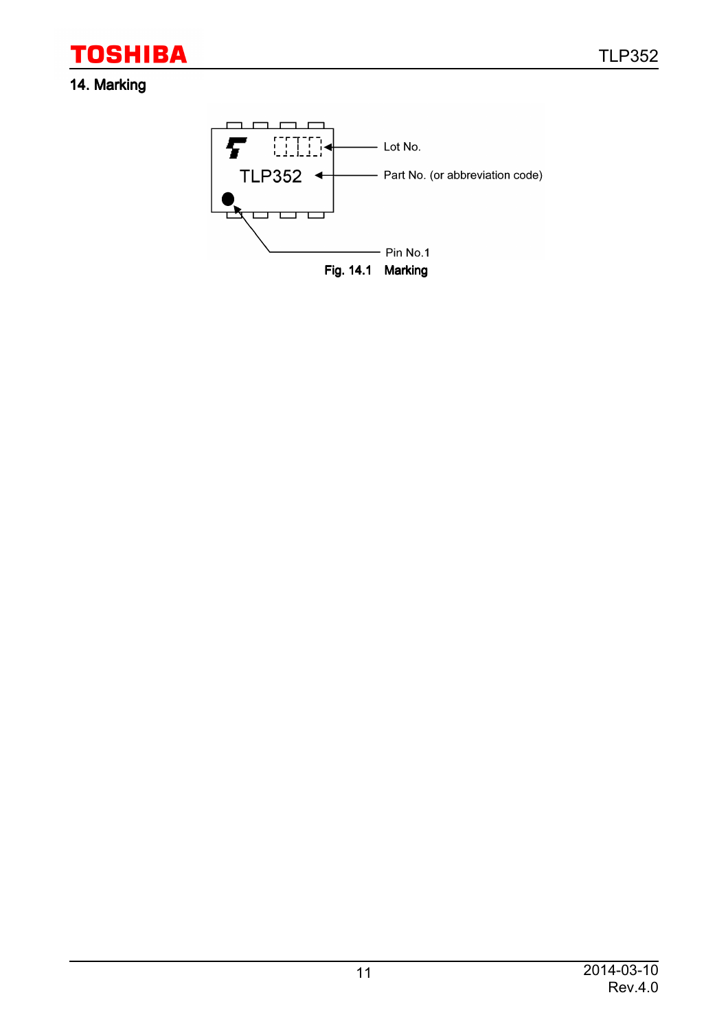## 14. Marking

Lot No.

TLP352

Part No. (or abbreviation code)

Pin No.1

Fig. 14.1 Marking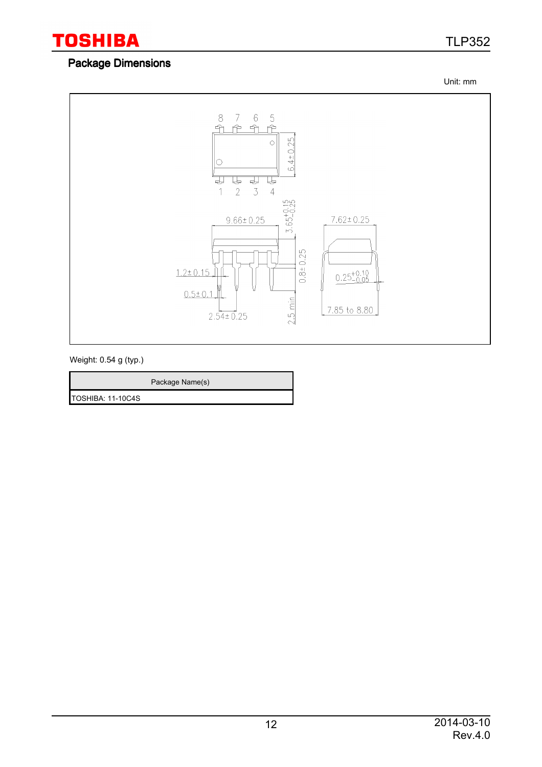## Package Dimensions

Unit: mm

Weight: 0.54 g (typ.)

| Package Name(s) |
| --- |
| TOSHIBA: 11-10C4S |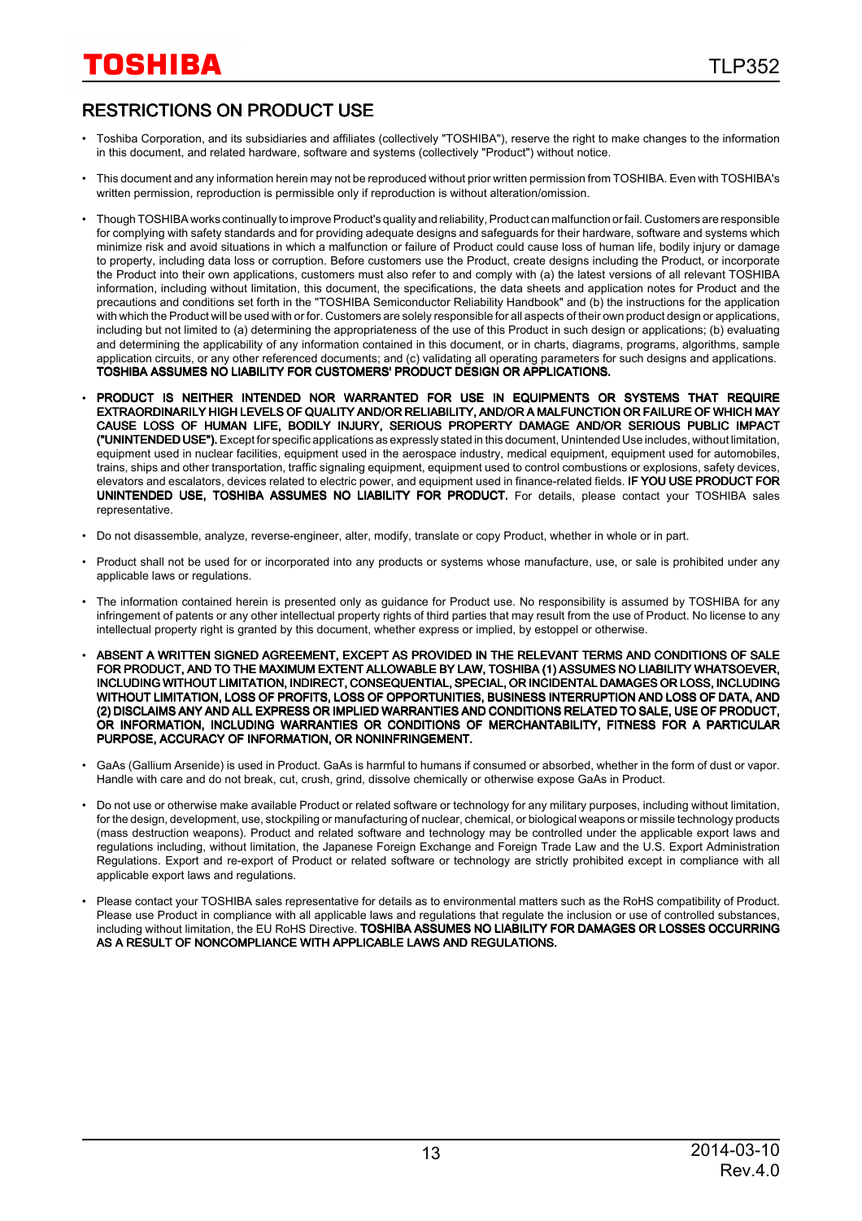# RESTRICTIONS ON PRODUCT USE

- Toshiba Corporation, and its subsidiaries and affiliates (collectively "TOSHIBA"), reserve the right to make changes to the information in this document, and related hardware, software and systems (collectively "Product") without notice.
- This document and any information herein may not be reproduced without prior written permission from TOSHIBA. Even with TOSHIBA's written permission, reproduction is permissible only if reproduction is without alteration/omission.
- Though TOSHIBA works continually to improve Product's quality and reliability, Product can malfunction or fail. Customers are responsible for complying with safety standards and for providing adequate designs and safeguards for their hardware, software and systems which minimize risk and avoid situations in which a malfunction or failure of Product could cause loss of human life, bodily injury or damage to property, including data loss or corruption. Before customers use the Product, create designs including the Product, or incorporate the Product into their own applications, customers must also refer to and comply with (a) the latest versions of all relevant TOSHIBA information, including without limitation, this document, the specifications, the data sheets and application notes for Product and the precautions and conditions set forth in the "TOSHIBA Semiconductor Reliability Handbook" and (b) the instructions for the application with which the Product will be used with or for. Customers are solely responsible for all aspects of their own product design or applications, including but not limited to (a) determining the appropriateness of the use of this Product in such design or applications; (b) evaluating and determining the applicability of any information contained in this document, or in charts, diagrams, programs, algorithms, sample application circuits, or any other referenced documents; and (c) validating all operating parameters for such designs and applications. **TOSHIBA ASSUMES NO LIABILITY FOR CUSTOMERS' PRODUCT DESIGN OR APPLICATIONS.**
- **PRODUCT IS NEITHER INTENDED NOR WARRANTED FOR USE IN EQUIPMENTS OR SYSTEMS THAT REQUIRE EXTRAORDINARILY HIGH LEVELS OF QUALITY AND/OR RELIABILITY, AND/OR A MALFUNCTION OR FAILURE OF WHICH MAY CAUSE LOSS OF HUMAN LIFE, BODILY INJURY, SERIOUS PROPERTY DAMAGE AND/OR SERIOUS PUBLIC IMPACT ("UNINTENDED USE").** Except for specific applications as expressly stated in this document, Unintended Use includes, without limitation, equipment used in nuclear facilities, equipment used in the aerospace industry, medical equipment, equipment used for automobiles, trains, ships and other transportation, traffic signaling equipment, equipment used to control combustions or explosions, safety devices, elevators and escalators, devices related to electric power, and equipment used in finance-related fields. **IF YOU USE PRODUCT FOR UNINTENDED USE, TOSHIBA ASSUMES NO LIABILITY FOR PRODUCT.** For details, please contact your TOSHIBA sales representative.
- Do not disassemble, analyze, reverse-engineer, alter, modify, translate or copy Product, whether in whole or in part.
- Product shall not be used for or incorporated into any products or systems whose manufacture, use, or sale is prohibited under any applicable laws or regulations.
- The information contained herein is presented only as guidance for Product use. No responsibility is assumed by TOSHIBA for any infringement of patents or any other intellectual property rights of third parties that may result from the use of Product. No license to any intellectual property right is granted by this document, whether express or implied, by estoppel or otherwise.
- **ABSENT A WRITTEN SIGNED AGREEMENT, EXCEPT AS PROVIDED IN THE RELEVANT TERMS AND CONDITIONS OF SALE FOR PRODUCT, AND TO THE MAXIMUM EXTENT ALLOWABLE BY LAW, TOSHIBA (1) ASSUMES NO LIABILITY WHATSOEVER, INCLUDING WITHOUT LIMITATION, INDIRECT, CONSEQUENTIAL, SPECIAL, OR INCIDENTAL DAMAGES OR LOSS, INCLUDING WITHOUT LIMITATION, LOSS OF PROFITS, LOSS OF OPPORTUNITIES, BUSINESS INTERRUPTION AND LOSS OF DATA, AND (2) DISCLAIMS ANY AND ALL EXPRESS OR IMPLIED WARRANTIES AND CONDITIONS RELATED TO SALE, USE OF PRODUCT, OR INFORMATION, INCLUDING WARRANTIES OR CONDITIONS OF MERCHANTABILITY, FITNESS FOR A PARTICULAR PURPOSE, ACCURACY OF INFORMATION, OR NONINFRINGEMENT.**
- GaAs (Gallium Arsenide) is used in Product. GaAs is harmful to humans if consumed or absorbed, whether in the form of dust or vapor. Handle with care and do not break, cut, crush, grind, dissolve chemically or otherwise expose GaAs in Product.
- Do not use or otherwise make available Product or related software or technology for any military purposes, including without limitation, for the design, development, use, stockpiling or manufacturing of nuclear, chemical, or biological weapons or missile technology products (mass destruction weapons). Product and related software and technology may be controlled under the applicable export laws and regulations including, without limitation, the Japanese Foreign Exchange and Foreign Trade Law and the U.S. Export Administration Regulations. Export and re-export of Product or related software or technology are strictly prohibited except in compliance with all applicable export laws and regulations.
- Please contact your TOSHIBA sales representative for details as to environmental matters such as the RoHS compatibility of Product. Please use Product in compliance with all applicable laws and regulations that regulate the inclusion or use of controlled substances, including without limitation, the EU RoHS Directive. **TOSHIBA ASSUMES NO LIABILITY FOR DAMAGES OR LOSSES OCCURRING AS A RESULT OF NONCOMPLIANCE WITH APPLICABLE LAWS AND REGULATIONS.**